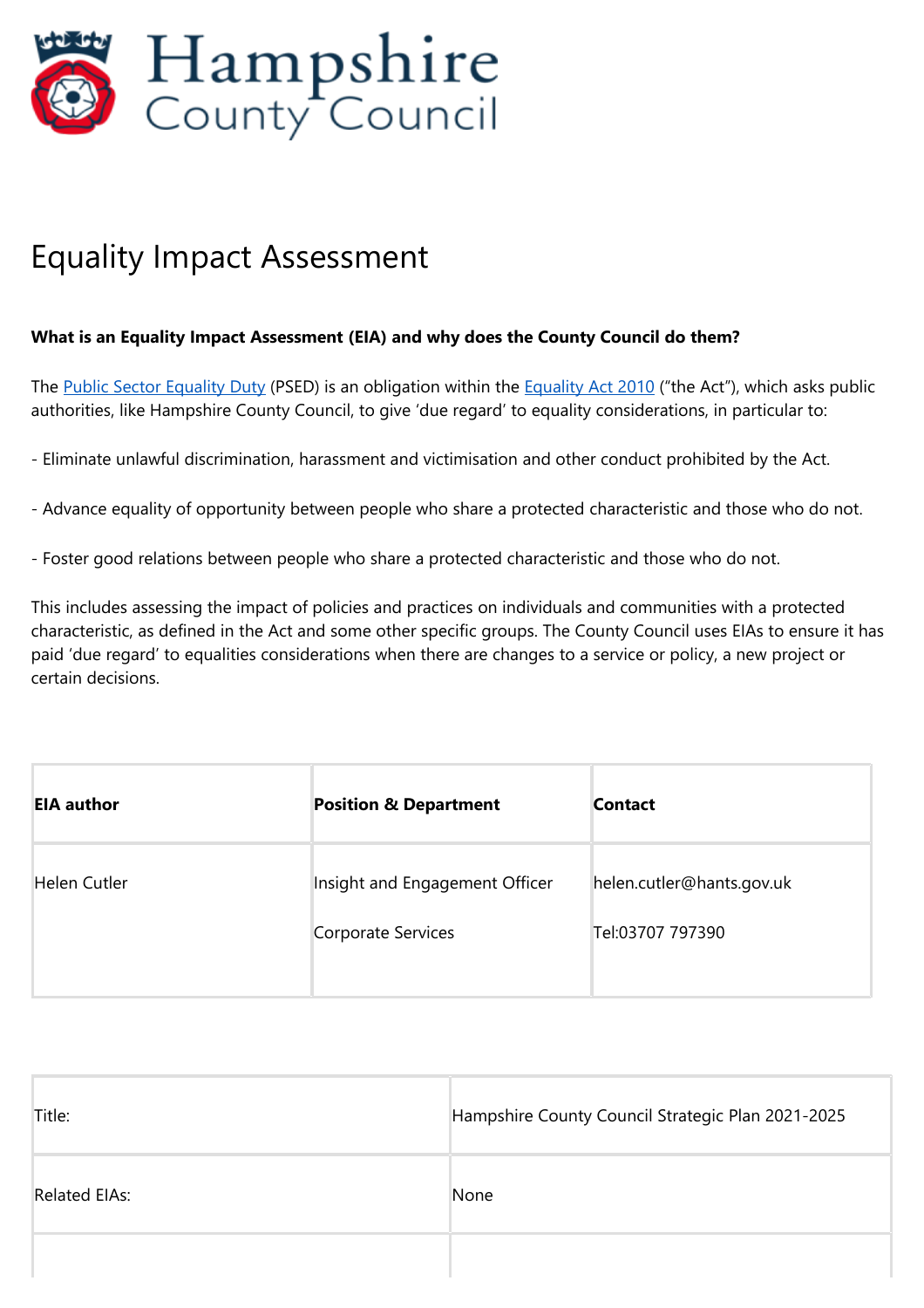# Hampshire County Council

# Equality Impact Assessment

**What is an Equality Impact Assessment (EIA) and why does the County Council do them?**

The Public Sector Equality Duty (PSED) is an obligation within the Equality Act 2010 ("the Act"), which asks public authorities, like Hampshire County Council, to give 'due regard' to equality considerations, in particular to:

- Eliminate unlawful discrimination, harassment and victimisation and other conduct prohibited by the Act.

- Advance equality of opportunity between people who share a protected characteristic and those who do not.

- Foster good relations between people who share a protected characteristic and those who do not.

This includes assessing the impact of policies and practices on individuals and communities with a protected characteristic, as defined in the Act and some other specific groups. The County Council uses EIAs to ensure it has paid 'due regard' to equalities considerations when there are changes to a service or policy, a new project or certain decisions.

| EIA author | Position & Department | Contact |
|---|---|---|
| Helen Cutler | Insight and Engagement Officer<br><br>Corporate Services | helen.cutler@hants.gov.uk<br><br>Tel:03707 797390 |

| | |
|---|---|
| Title: | Hampshire County Council Strategic Plan 2021-2025 |
| Related EIAs: | None |
| | |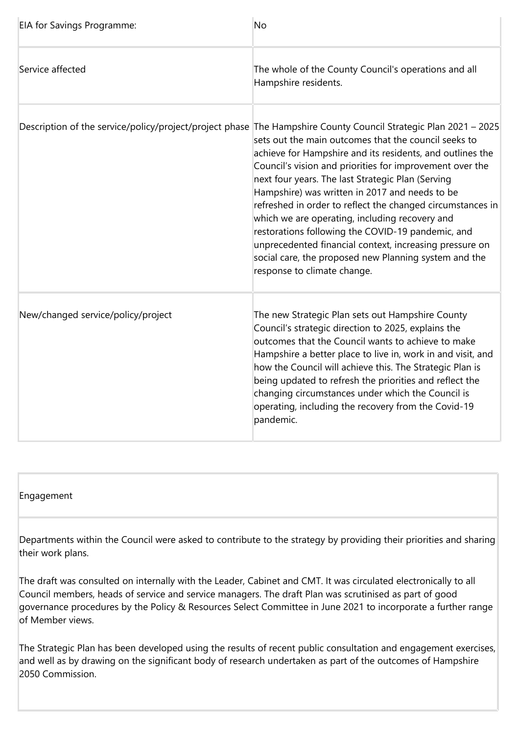| | |
|---|---|
| EIA for Savings Programme: | No |
| Service affected | The whole of the County Council's operations and all Hampshire residents. |
| Description of the service/policy/project/project phase | The Hampshire County Council Strategic Plan 2021 – 2025 sets out the main outcomes that the council seeks to achieve for Hampshire and its residents, and outlines the Council's vision and priorities for improvement over the next four years. The last Strategic Plan (Serving Hampshire) was written in 2017 and needs to be refreshed in order to reflect the changed circumstances in which we are operating, including recovery and restorations following the COVID-19 pandemic, and unprecedented financial context, increasing pressure on social care, the proposed new Planning system and the response to climate change. |
| New/changed service/policy/project | The new Strategic Plan sets out Hampshire County Council's strategic direction to 2025, explains the outcomes that the Council wants to achieve to make Hampshire a better place to live in, work in and visit, and how the Council will achieve this. The Strategic Plan is being updated to refresh the priorities and reflect the changing circumstances under which the Council is operating, including the recovery from the Covid-19 pandemic. |

| Engagement |
|---|
| Departments within the Council were asked to contribute to the strategy by providing their priorities and sharing their work plans.<br><br>The draft was consulted on internally with the Leader, Cabinet and CMT. It was circulated electronically to all Council members, heads of service and service managers. The draft Plan was scrutinised as part of good governance procedures by the Policy & Resources Select Committee in June 2021 to incorporate a further range of Member views.<br><br>The Strategic Plan has been developed using the results of recent public consultation and engagement exercises, and well as by drawing on the significant body of research undertaken as part of the outcomes of Hampshire 2050 Commission. |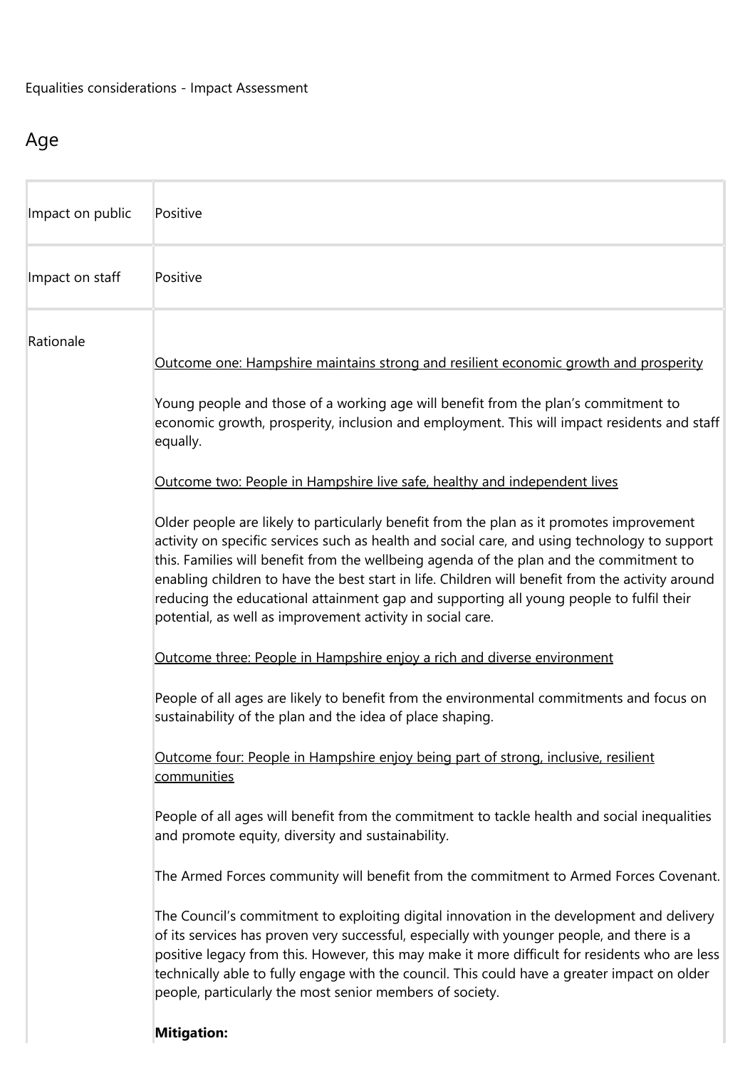Equalities considerations - Impact Assessment

## Age

| | |
|---|---|
| Impact on public | Positive |
| Impact on staff | Positive |
| Rationale | Outcome one: Hampshire maintains strong and resilient economic growth and prosperity<br><br>Young people and those of a working age will benefit from the plan's commitment to economic growth, prosperity, inclusion and employment. This will impact residents and staff equally.<br><br>Outcome two: People in Hampshire live safe, healthy and independent lives<br><br>Older people are likely to particularly benefit from the plan as it promotes improvement activity on specific services such as health and social care, and using technology to support this. Families will benefit from the wellbeing agenda of the plan and the commitment to enabling children to have the best start in life. Children will benefit from the activity around reducing the educational attainment gap and supporting all young people to fulfil their potential, as well as improvement activity in social care.<br><br>Outcome three: People in Hampshire enjoy a rich and diverse environment<br><br>People of all ages are likely to benefit from the environmental commitments and focus on sustainability of the plan and the idea of place shaping.<br><br>Outcome four: People in Hampshire enjoy being part of strong, inclusive, resilient communities<br><br>People of all ages will benefit from the commitment to tackle health and social inequalities and promote equity, diversity and sustainability.<br><br>The Armed Forces community will benefit from the commitment to Armed Forces Covenant.<br><br>The Council's commitment to exploiting digital innovation in the development and delivery of its services has proven very successful, especially with younger people, and there is a positive legacy from this. However, this may make it more difficult for residents who are less technically able to fully engage with the council. This could have a greater impact on older people, particularly the most senior members of society.<br><br>**Mitigation:** |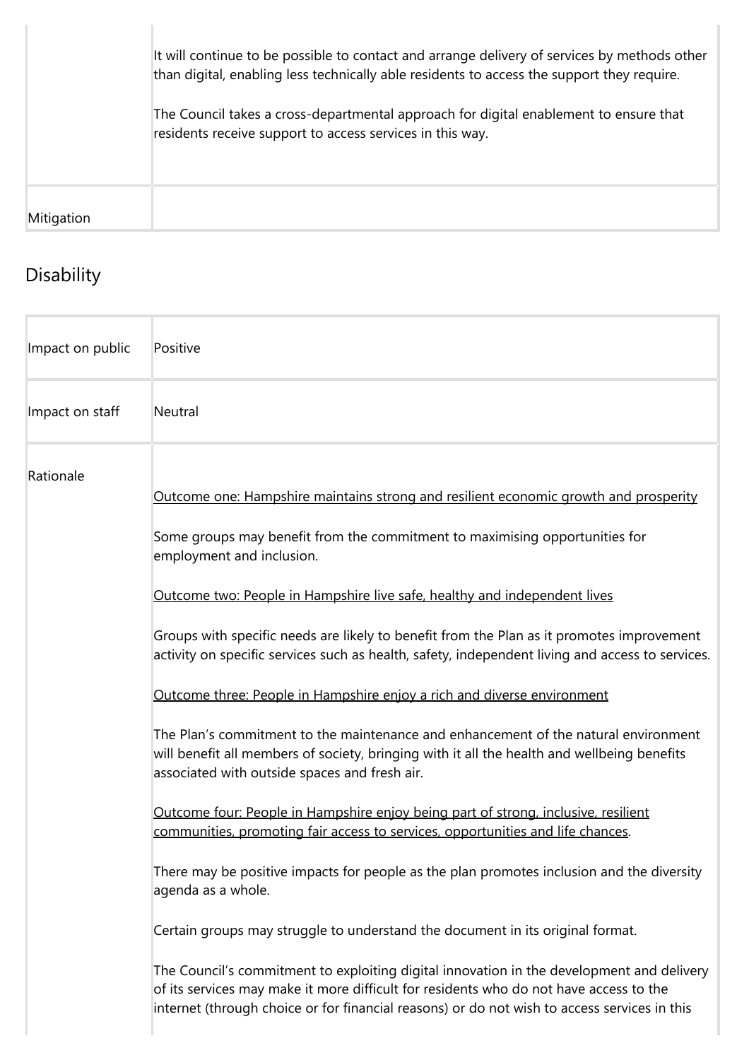| | |
|---|---|
| | It will continue to be possible to contact and arrange delivery of services by methods other than digital, enabling less technically able residents to access the support they require.<br><br>The Council takes a cross-departmental approach for digital enablement to ensure that residents receive support to access services in this way. |
| Mitigation | |

## Disability

| | |
|---|---|
| Impact on public | Positive |
| Impact on staff | Neutral |
| Rationale | Outcome one: Hampshire maintains strong and resilient economic growth and prosperity<br><br>Some groups may benefit from the commitment to maximising opportunities for employment and inclusion.<br><br>Outcome two: People in Hampshire live safe, healthy and independent lives<br><br>Groups with specific needs are likely to benefit from the Plan as it promotes improvement activity on specific services such as health, safety, independent living and access to services.<br><br>Outcome three: People in Hampshire enjoy a rich and diverse environment<br><br>The Plan's commitment to the maintenance and enhancement of the natural environment will benefit all members of society, bringing with it all the health and wellbeing benefits associated with outside spaces and fresh air.<br><br>Outcome four: People in Hampshire enjoy being part of strong, inclusive, resilient communities, promoting fair access to services, opportunities and life chances.<br><br>There may be positive impacts for people as the plan promotes inclusion and the diversity agenda as a whole.<br><br>Certain groups may struggle to understand the document in its original format.<br><br>The Council's commitment to exploiting digital innovation in the development and delivery of its services may make it more difficult for residents who do not have access to the internet (through choice or for financial reasons) or do not wish to access services in this |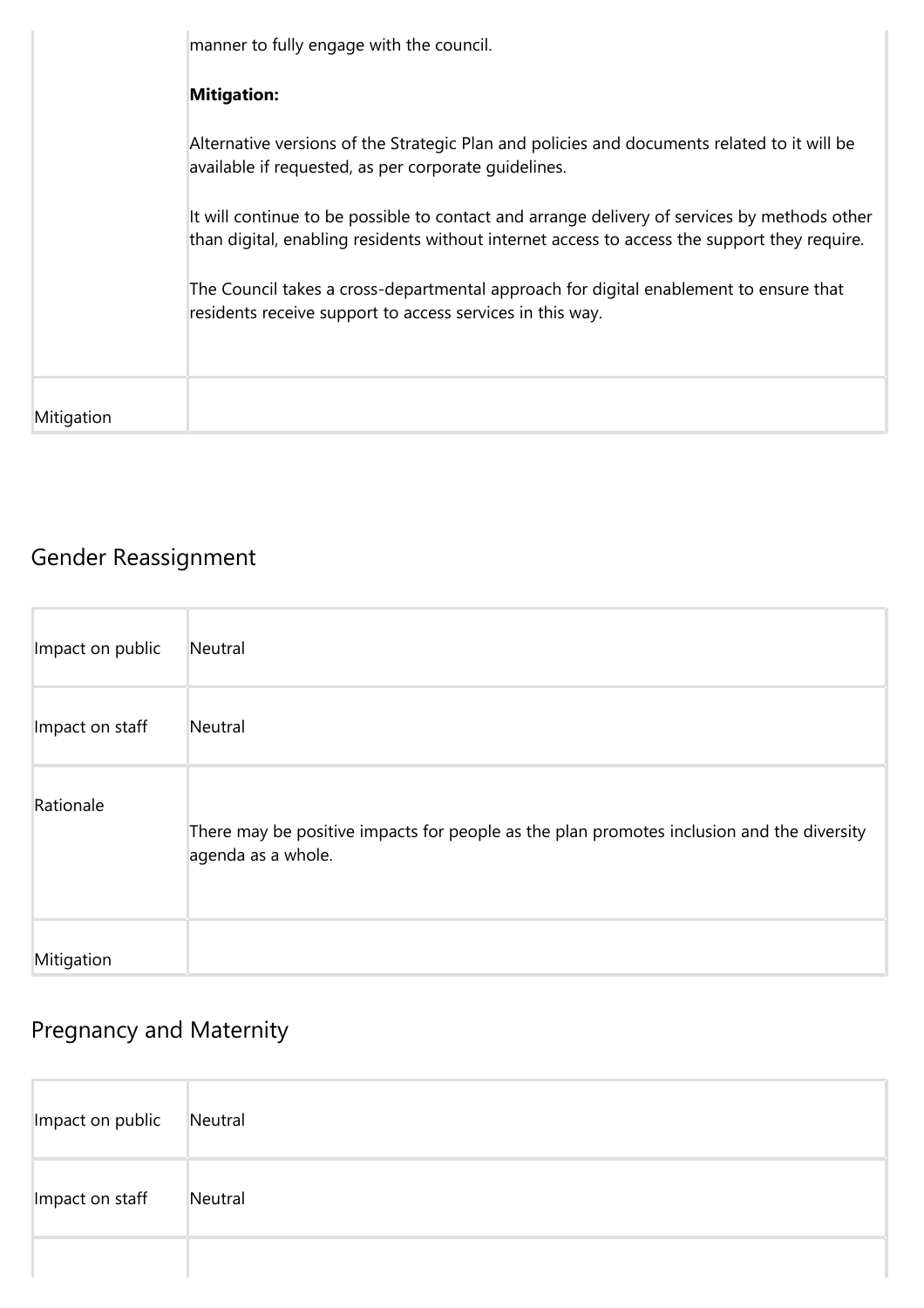| | |
|---|---|
| | manner to fully engage with the council.<br><br>**Mitigation:**<br><br>Alternative versions of the Strategic Plan and policies and documents related to it will be available if requested, as per corporate guidelines.<br><br>It will continue to be possible to contact and arrange delivery of services by methods other than digital, enabling residents without internet access to access the support they require.<br><br>The Council takes a cross-departmental approach for digital enablement to ensure that residents receive support to access services in this way. |
| Mitigation | |

## Gender Reassignment

| | |
|---|---|
| Impact on public | Neutral |
| Impact on staff | Neutral |
| Rationale | There may be positive impacts for people as the plan promotes inclusion and the diversity agenda as a whole. |
| Mitigation | |

## Pregnancy and Maternity

| | |
|---|---|
| Impact on public | Neutral |
| Impact on staff | Neutral |
| | |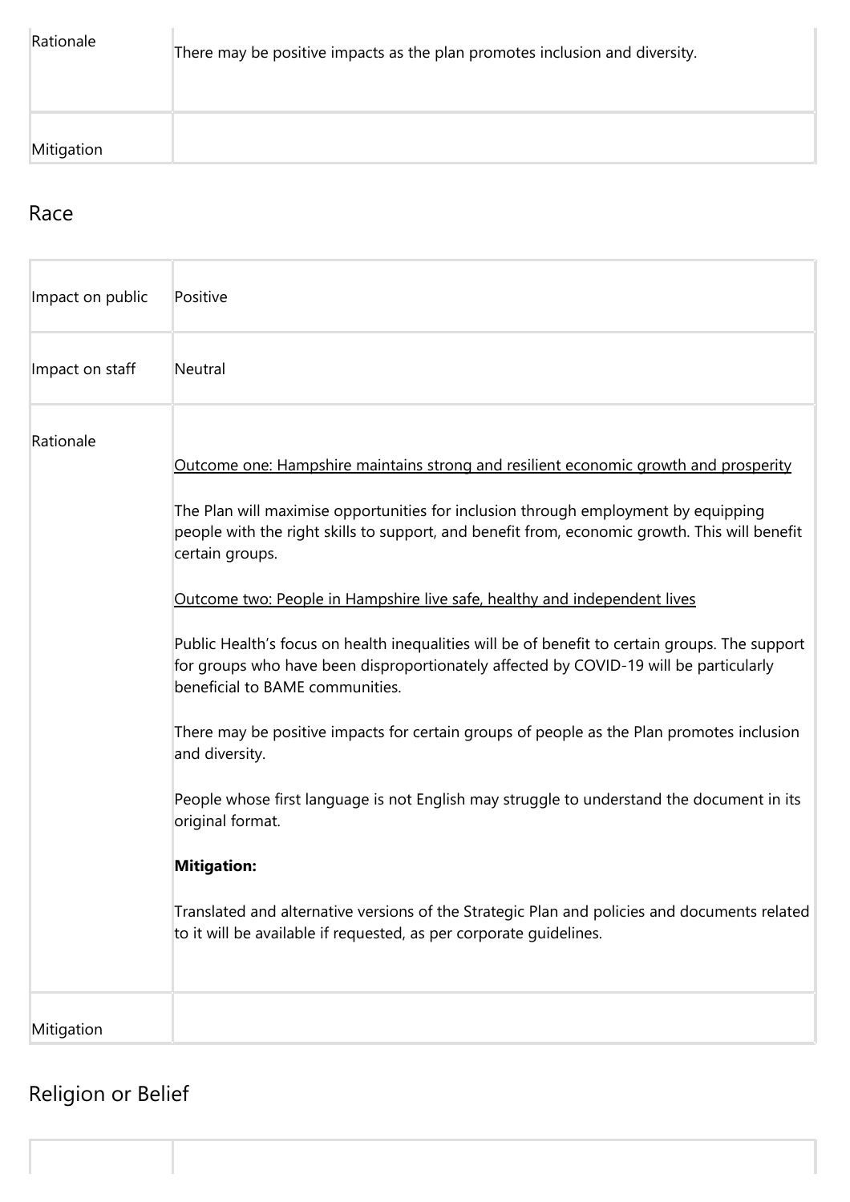| | |
|---|---|
| Rationale | There may be positive impacts as the plan promotes inclusion and diversity. |
| Mitigation | |

## Race

| | |
|---|---|
| Impact on public | Positive |
| Impact on staff | Neutral |
| Rationale | Outcome one: Hampshire maintains strong and resilient economic growth and prosperity<br><br>The Plan will maximise opportunities for inclusion through employment by equipping people with the right skills to support, and benefit from, economic growth. This will benefit certain groups.<br><br>Outcome two: People in Hampshire live safe, healthy and independent lives<br><br>Public Health's focus on health inequalities will be of benefit to certain groups. The support for groups who have been disproportionately affected by COVID-19 will be particularly beneficial to BAME communities.<br><br>There may be positive impacts for certain groups of people as the Plan promotes inclusion and diversity.<br><br>People whose first language is not English may struggle to understand the document in its original format.<br><br>**Mitigation:**<br><br>Translated and alternative versions of the Strategic Plan and policies and documents related to it will be available if requested, as per corporate guidelines. |
| Mitigation | |

## Religion or Belief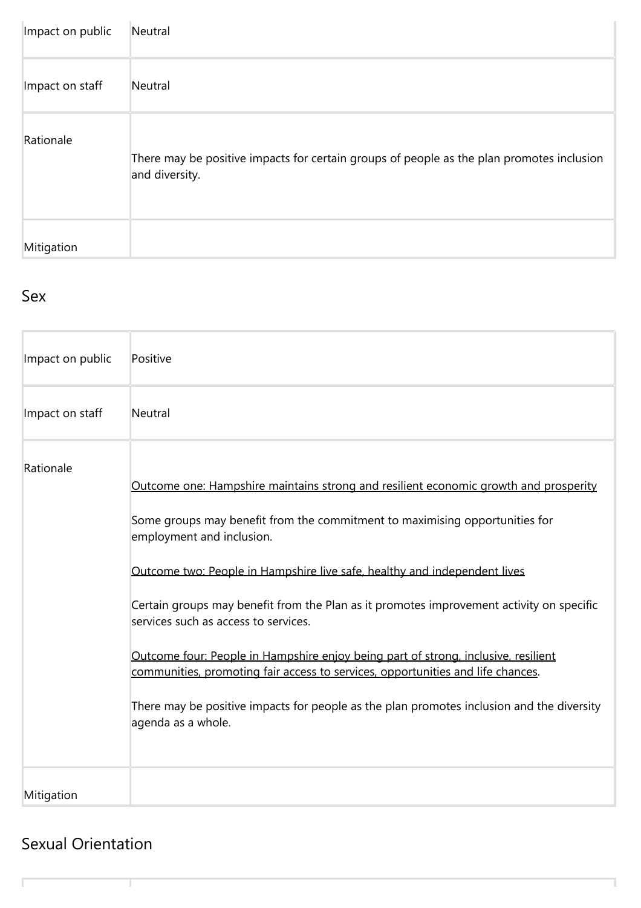| Impact on public | Neutral |
| --- | --- |
| Impact on staff | Neutral |
| Rationale | There may be positive impacts for certain groups of people as the plan promotes inclusion and diversity. |
| Mitigation | |

## Sex

| Impact on public | Positive |
| --- | --- |
| Impact on staff | Neutral |
| Rationale | Outcome one: Hampshire maintains strong and resilient economic growth and prosperity<br><br>Some groups may benefit from the commitment to maximising opportunities for employment and inclusion.<br><br>Outcome two: People in Hampshire live safe, healthy and independent lives<br><br>Certain groups may benefit from the Plan as it promotes improvement activity on specific services such as access to services.<br><br>Outcome four: People in Hampshire enjoy being part of strong, inclusive, resilient communities, promoting fair access to services, opportunities and life chances.<br><br>There may be positive impacts for people as the plan promotes inclusion and the diversity agenda as a whole. |
| Mitigation | |

## Sexual Orientation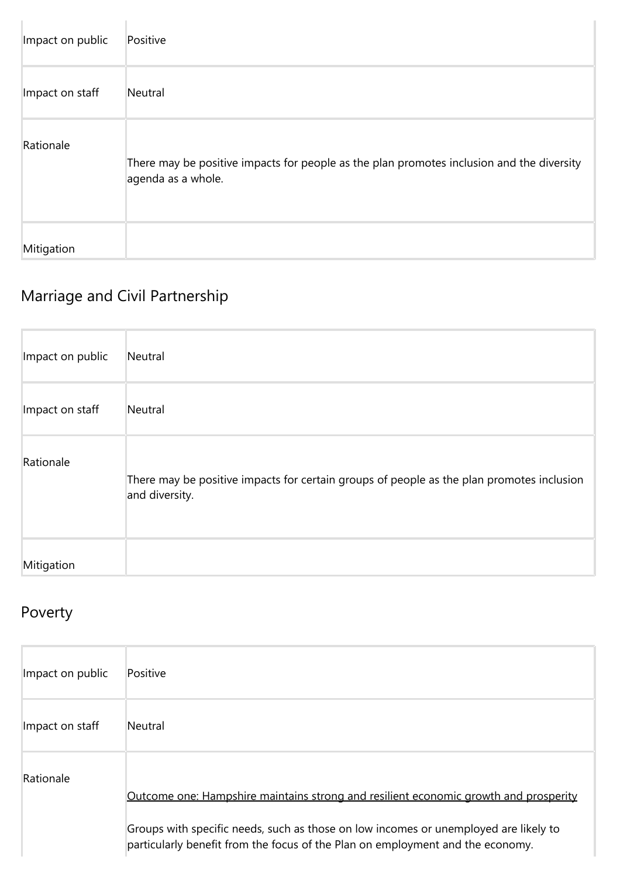| | |
|---|---|
| Impact on public | Positive |
| Impact on staff | Neutral |
| Rationale | There may be positive impacts for people as the plan promotes inclusion and the diversity agenda as a whole. |
| Mitigation | |

## Marriage and Civil Partnership

| | |
|---|---|
| Impact on public | Neutral |
| Impact on staff | Neutral |
| Rationale | There may be positive impacts for certain groups of people as the plan promotes inclusion and diversity. |
| Mitigation | |

## Poverty

| | |
|---|---|
| Impact on public | Positive |
| Impact on staff | Neutral |
| Rationale | Outcome one: Hampshire maintains strong and resilient economic growth and prosperity<br><br>Groups with specific needs, such as those on low incomes or unemployed are likely to particularly benefit from the focus of the Plan on employment and the economy. |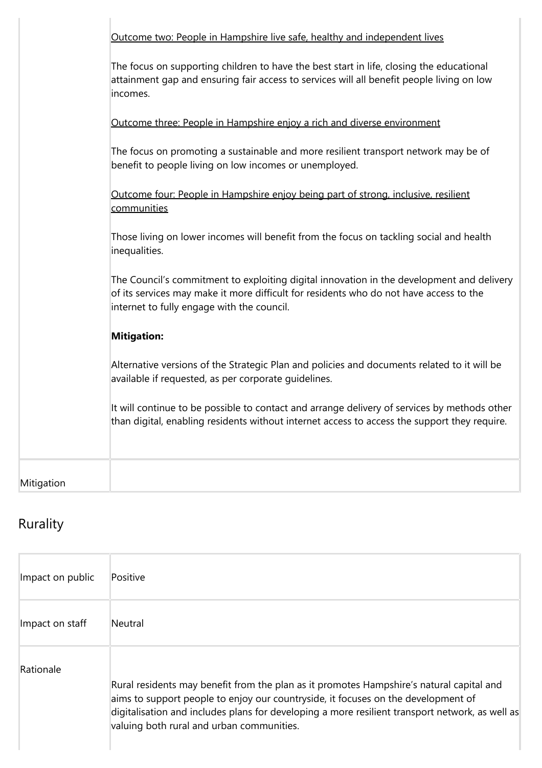| | |
|---|---|
| | Outcome two: People in Hampshire live safe, healthy and independent lives<br><br>The focus on supporting children to have the best start in life, closing the educational attainment gap and ensuring fair access to services will all benefit people living on low incomes.<br><br>Outcome three: People in Hampshire enjoy a rich and diverse environment<br><br>The focus on promoting a sustainable and more resilient transport network may be of benefit to people living on low incomes or unemployed.<br><br>Outcome four: People in Hampshire enjoy being part of strong, inclusive, resilient communities<br><br>Those living on lower incomes will benefit from the focus on tackling social and health inequalities.<br><br>The Council's commitment to exploiting digital innovation in the development and delivery of its services may make it more difficult for residents who do not have access to the internet to fully engage with the council.<br><br>**Mitigation:**<br><br>Alternative versions of the Strategic Plan and policies and documents related to it will be available if requested, as per corporate guidelines.<br><br>It will continue to be possible to contact and arrange delivery of services by methods other than digital, enabling residents without internet access to access the support they require. |
| Mitigation | |

## Rurality

| | |
|---|---|
| Impact on public | Positive |
| Impact on staff | Neutral |
| Rationale | Rural residents may benefit from the plan as it promotes Hampshire's natural capital and aims to support people to enjoy our countryside, it focuses on the development of digitalisation and includes plans for developing a more resilient transport network, as well as valuing both rural and urban communities. |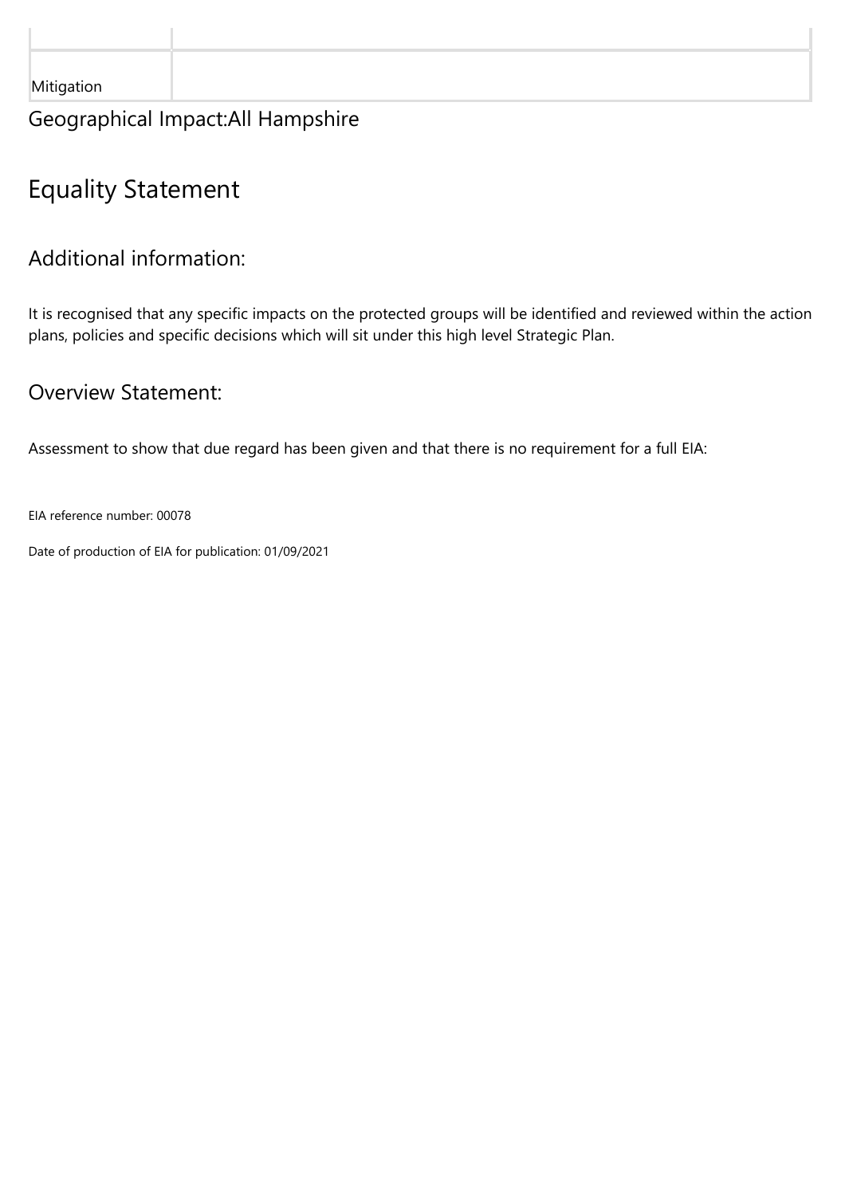| | |
|---|---|
| | |
| Mitigation | |

Geographical Impact:All Hampshire

# Equality Statement

## Additional information:

It is recognised that any specific impacts on the protected groups will be identified and reviewed within the action plans, policies and specific decisions which will sit under this high level Strategic Plan.

## Overview Statement:

Assessment to show that due regard has been given and that there is no requirement for a full EIA:

EIA reference number: 00078

Date of production of EIA for publication: 01/09/2021